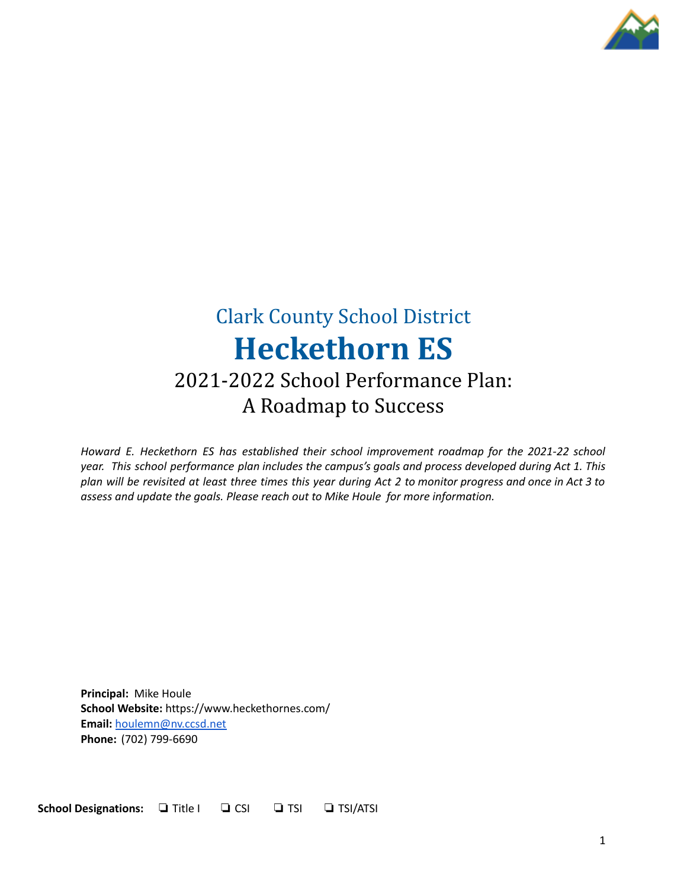Clark County School District

# Heckethorn ES

## 2021-2022 School Performance Plan: A Roadmap to Success

*Howard E. Heckethorn ES has established their school improvement roadmap for the 2021-22 school year. This school performance plan includes the campus's goals and process developed during Act 1. This plan will be revisited at least three times this year during Act 2 to monitor progress and once in Act 3 to assess and update the goals. Please reach out to Mike Houle for more information.*

**Principal:** Mike Houle
**School Website:** https://www.heckethornes.com/
**Email:** houlemn@nv.ccsd.net
**Phone:** (702) 799-6690

**School Designations:** ❏ Title I ❏ CSI ❏ TSI ❏ TSI/ATSI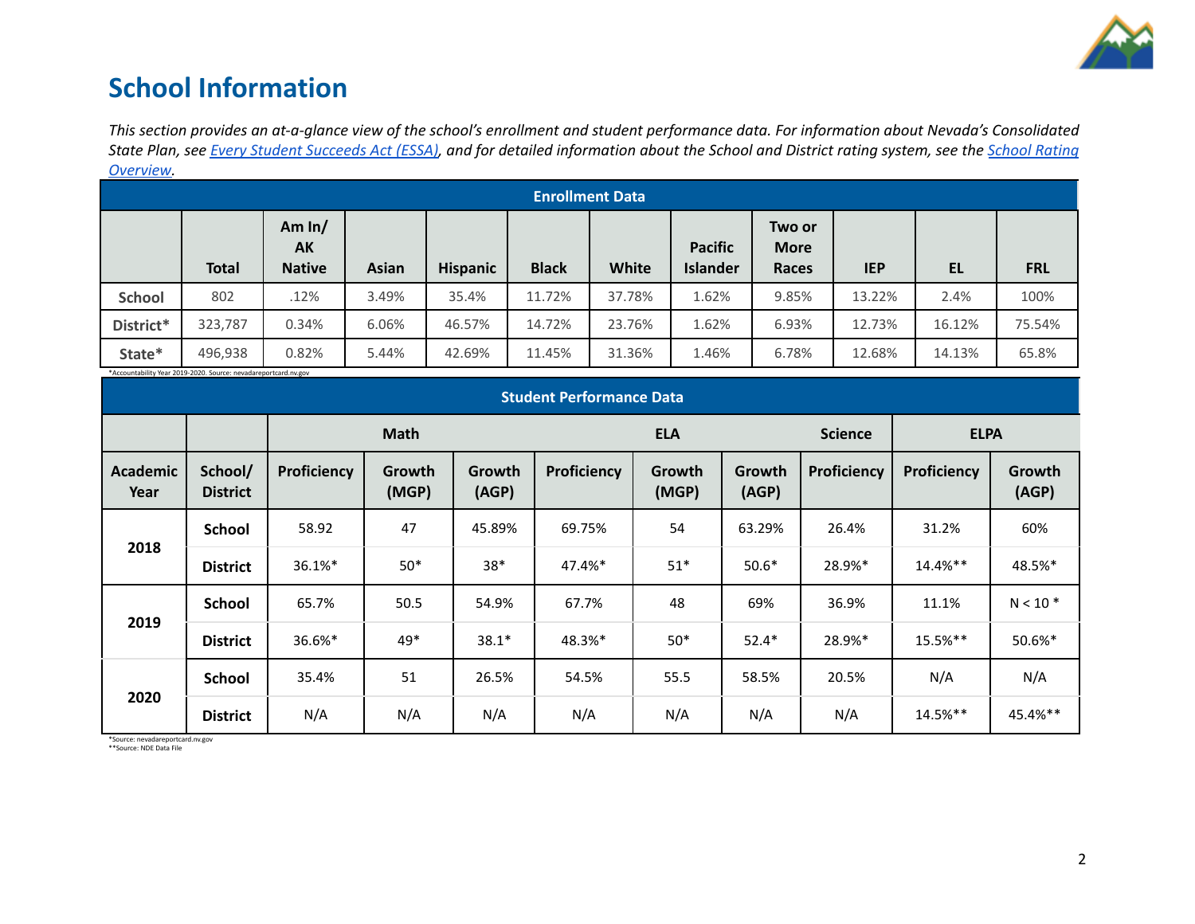# School Information

*This section provides an at-a-glance view of the school's enrollment and student performance data. For information about Nevada's Consolidated State Plan, see [Every Student Succeeds Act (ESSA)](), and for detailed information about the School and District rating system, see the [School Rating Overview]().*

| Enrollment Data | | | | | | | | | | | |
|---|---|---|---|---|---|---|---|---|---|---|---|
| | **Total** | **Am In/ AK Native** | **Asian** | **Hispanic** | **Black** | **White** | **Pacific Islander** | **Two or More Races** | **IEP** | **EL** | **FRL** |
| **School** | 802 | .12% | 3.49% | 35.4% | 11.72% | 37.78% | 1.62% | 9.85% | 13.22% | 2.4% | 100% |
| **District*** | 323,787 | 0.34% | 6.06% | 46.57% | 14.72% | 23.76% | 1.62% | 6.93% | 12.73% | 16.12% | 75.54% |
| **State*** | 496,938 | 0.82% | 5.44% | 42.69% | 11.45% | 31.36% | 1.46% | 6.78% | 12.68% | 14.13% | 65.8% |

*Accountability Year 2019-2020. Source: nevadareportcard.nv.gov

| Student Performance Data | | | | | | | | | | |
|---|---|---|---|---|---|---|---|---|---|---|
| | | **Math** | | | **ELA** | | | **Science** | **ELPA** | |
| **Academic Year** | **School/ District** | **Proficiency** | **Growth (MGP)** | **Growth (AGP)** | **Proficiency** | **Growth (MGP)** | **Growth (AGP)** | **Proficiency** | **Proficiency** | **Growth (AGP)** |
| **2018** | **School** | 58.92 | 47 | 45.89% | 69.75% | 54 | 63.29% | 26.4% | 31.2% | 60% |
| | **District** | 36.1%* | 50* | 38* | 47.4%* | 51* | 50.6* | 28.9%* | 14.4%** | 48.5%* |
| **2019** | **School** | 65.7% | 50.5 | 54.9% | 67.7% | 48 | 69% | 36.9% | 11.1% | N < 10 * |
| | **District** | 36.6%* | 49* | 38.1* | 48.3%* | 50* | 52.4* | 28.9%* | 15.5%** | 50.6%* |
| **2020** | **School** | 35.4% | 51 | 26.5% | 54.5% | 55.5 | 58.5% | 20.5% | N/A | N/A |
| | **District** | N/A | N/A | N/A | N/A | N/A | N/A | N/A | 14.5%** | 45.4%** |

*Source: nevadareportcard.nv.gov
**Source: NDE Data File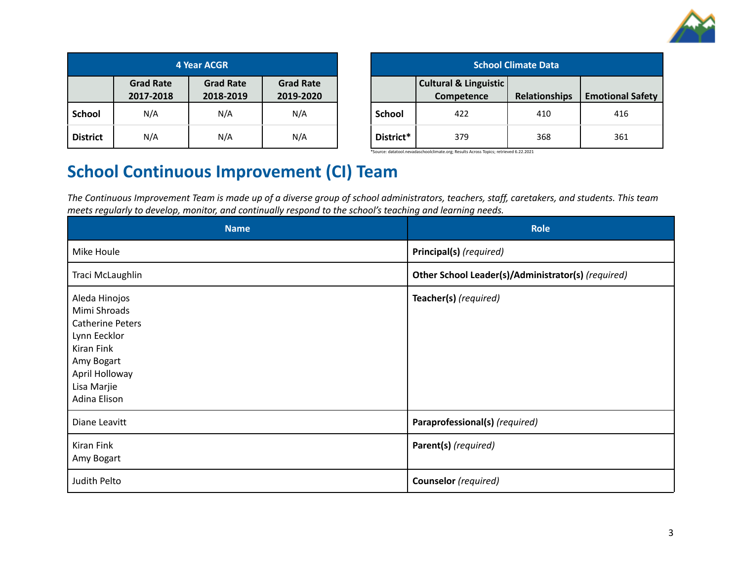| 4 Year ACGR | | | |
|---|---|---|---|
| | Grad Rate 2017-2018 | Grad Rate 2018-2019 | Grad Rate 2019-2020 |
| **School** | N/A | N/A | N/A |
| **District** | N/A | N/A | N/A |

| School Climate Data | | | |
|---|---|---|---|
| | Cultural & Linguistic Competence | Relationships | Emotional Safety |
| **School** | 422 | 410 | 416 |
| **District*** | 379 | 368 | 361 |

*Source: datatool.nevadaschoolclimate.org; Results Across Topics; retrieved 6.22.2021

## School Continuous Improvement (CI) Team

*The Continuous Improvement Team is made up of a diverse group of school administrators, teachers, staff, caretakers, and students. This team meets regularly to develop, monitor, and continually respond to the school's teaching and learning needs.*

| Name | Role |
|---|---|
| Mike Houle | **Principal(s)** *(required)* |
| Traci McLaughlin | **Other School Leader(s)/Administrator(s)** *(required)* |
| Aleda Hinojos<br>Mimi Shroads<br>Catherine Peters<br>Lynn Eecklor<br>Kiran Fink<br>Amy Bogart<br>April Holloway<br>Lisa Marjie<br>Adina Elison | **Teacher(s)** *(required)* |
| Diane Leavitt | **Paraprofessional(s)** *(required)* |
| Kiran Fink<br>Amy Bogart | **Parent(s)** *(required)* |
| Judith Pelto | **Counselor** *(required)* |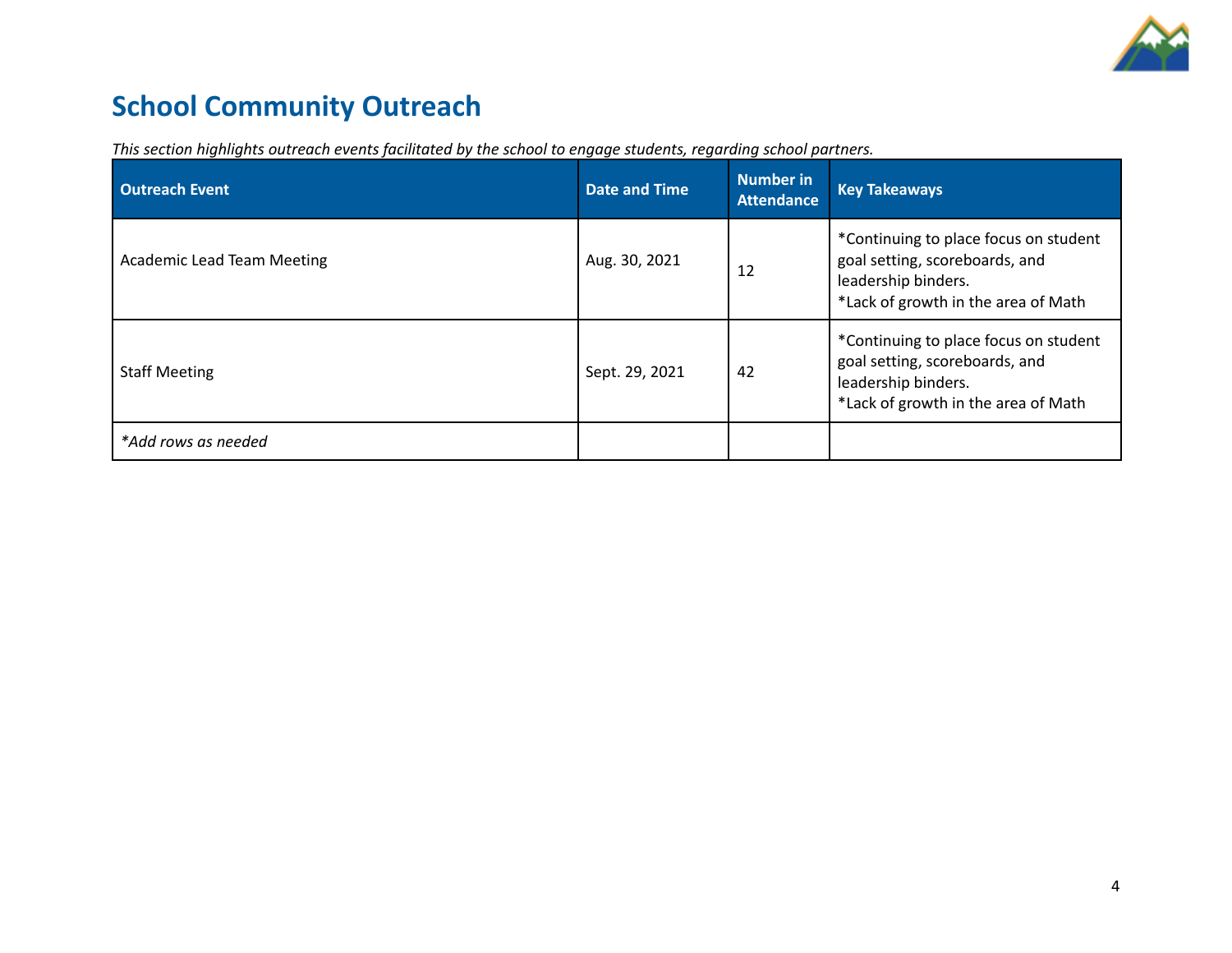# School Community Outreach

*This section highlights outreach events facilitated by the school to engage students, regarding school partners.*

| Outreach Event | Date and Time | Number in Attendance | Key Takeaways |
|---|---|---|---|
| Academic Lead Team Meeting | Aug. 30, 2021 | 12 | *Continuing to place focus on student goal setting, scoreboards, and leadership binders.<br>*Lack of growth in the area of Math |
| Staff Meeting | Sept. 29, 2021 | 42 | *Continuing to place focus on student goal setting, scoreboards, and leadership binders.<br>*Lack of growth in the area of Math |
| *\*Add rows as needed* | | | |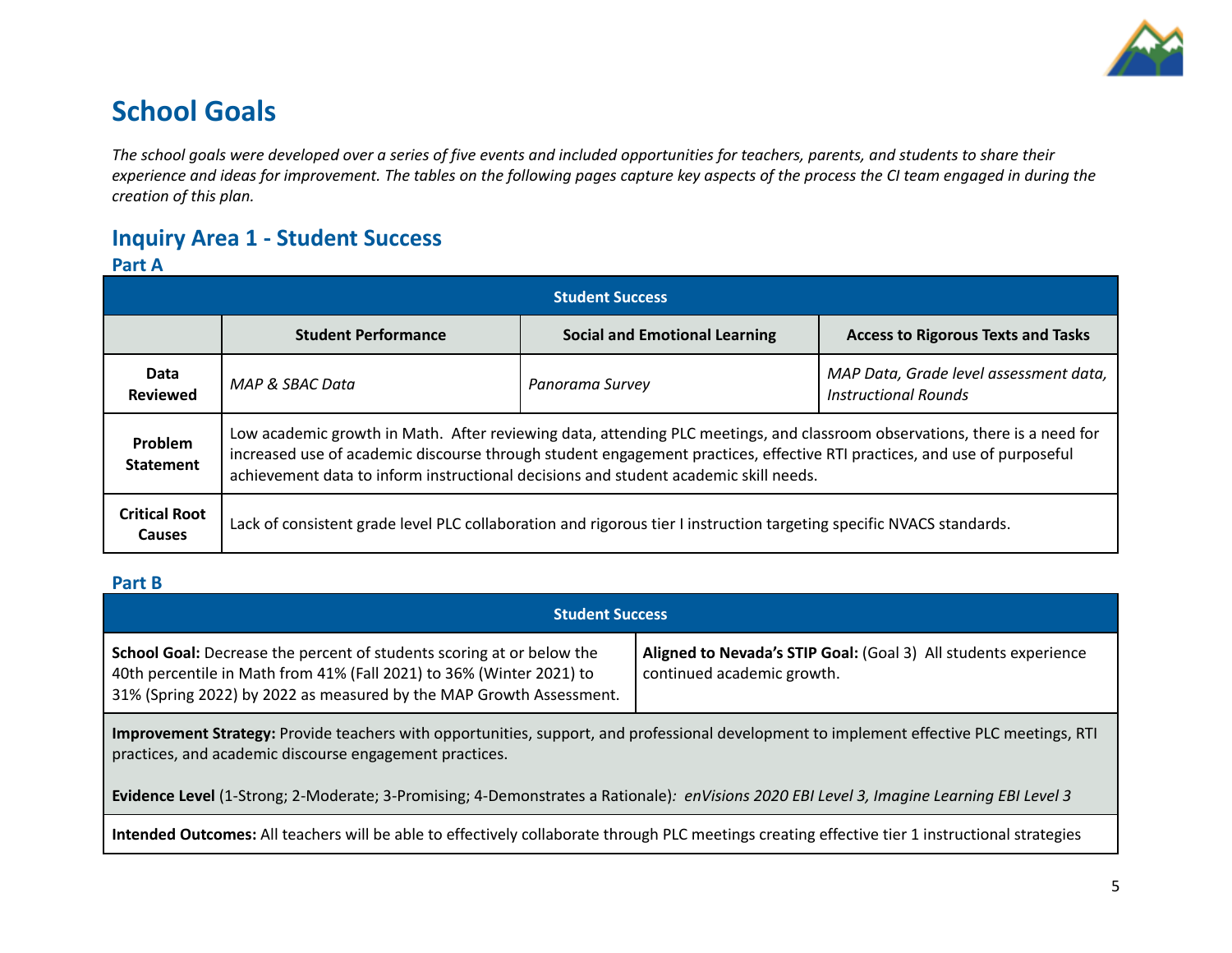# School Goals

*The school goals were developed over a series of five events and included opportunities for teachers, parents, and students to share their experience and ideas for improvement. The tables on the following pages capture key aspects of the process the CI team engaged in during the creation of this plan.*

## Inquiry Area 1 - Student Success

### Part A

| Student Success | | | |
|---|---|---|---|
| | **Student Performance** | **Social and Emotional Learning** | **Access to Rigorous Texts and Tasks** |
| **Data Reviewed** | *MAP & SBAC Data* | *Panorama Survey* | *MAP Data, Grade level assessment data, Instructional Rounds* |
| **Problem Statement** | Low academic growth in Math. After reviewing data, attending PLC meetings, and classroom observations, there is a need for increased use of academic discourse through student engagement practices, effective RTI practices, and use of purposeful achievement data to inform instructional decisions and student academic skill needs. | | |
| **Critical Root Causes** | Lack of consistent grade level PLC collaboration and rigorous tier I instruction targeting specific NVACS standards. | | |

### Part B

| Student Success | |
|---|---|
| **School Goal:** Decrease the percent of students scoring at or below the 40th percentile in Math from 41% (Fall 2021) to 36% (Winter 2021) to 31% (Spring 2022) by 2022 as measured by the MAP Growth Assessment. | **Aligned to Nevada's STIP Goal:** (Goal 3) All students experience continued academic growth. |
| **Improvement Strategy:** Provide teachers with opportunities, support, and professional development to implement effective PLC meetings, RTI practices, and academic discourse engagement practices.<br><br>**Evidence Level** (1-Strong; 2-Moderate; 3-Promising; 4-Demonstrates a Rationale)*: enVisions 2020 EBI Level 3, Imagine Learning EBI Level 3* | |
| **Intended Outcomes:** All teachers will be able to effectively collaborate through PLC meetings creating effective tier 1 instructional strategies | |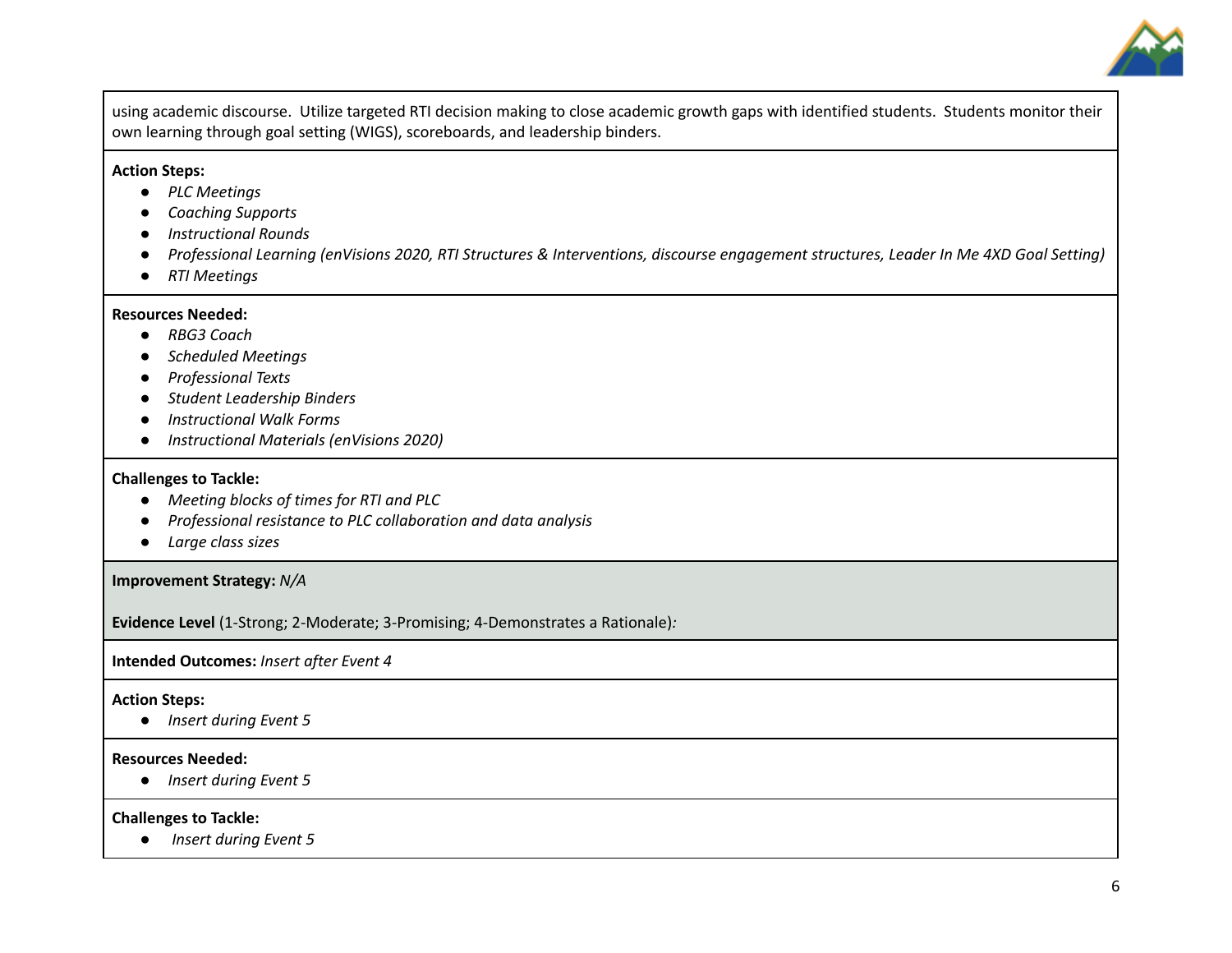using academic discourse. Utilize targeted RTI decision making to close academic growth gaps with identified students. Students monitor their own learning through goal setting (WIGS), scoreboards, and leadership binders.

**Action Steps:**

- *PLC Meetings*
- *Coaching Supports*
- *Instructional Rounds*
- *Professional Learning (enVisions 2020, RTI Structures & Interventions, discourse engagement structures, Leader In Me 4XD Goal Setting)*
- *RTI Meetings*

**Resources Needed:**

- *RBG3 Coach*
- *Scheduled Meetings*
- *Professional Texts*
- *Student Leadership Binders*
- *Instructional Walk Forms*
- *Instructional Materials (enVisions 2020)*

**Challenges to Tackle:**

- *Meeting blocks of times for RTI and PLC*
- *Professional resistance to PLC collaboration and data analysis*
- *Large class sizes*

**Improvement Strategy:** *N/A*

**Evidence Level** (1-Strong; 2-Moderate; 3-Promising; 4-Demonstrates a Rationale)*:*

**Intended Outcomes:** *Insert after Event 4*

**Action Steps:**

- *Insert during Event 5*

**Resources Needed:**

- *Insert during Event 5*

**Challenges to Tackle:**

- *Insert during Event 5*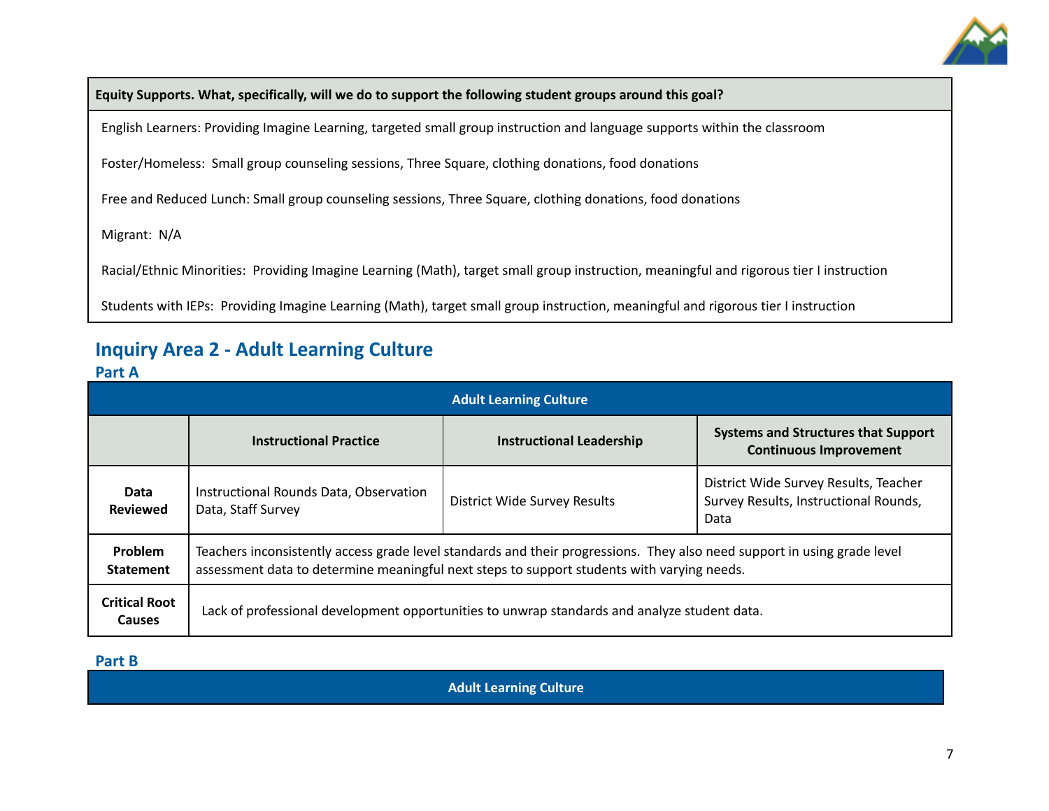| Equity Supports. What, specifically, will we do to support the following student groups around this goal? |
|---|
| English Learners: Providing Imagine Learning, targeted small group instruction and language supports within the classroom |
| Foster/Homeless: Small group counseling sessions, Three Square, clothing donations, food donations |
| Free and Reduced Lunch: Small group counseling sessions, Three Square, clothing donations, food donations |
| Migrant: N/A |
| Racial/Ethnic Minorities: Providing Imagine Learning (Math), target small group instruction, meaningful and rigorous tier I instruction |
| Students with IEPs: Providing Imagine Learning (Math), target small group instruction, meaningful and rigorous tier I instruction |

## Inquiry Area 2 - Adult Learning Culture

### Part A

| Adult Learning Culture | | | |
|---|---|---|---|
| | **Instructional Practice** | **Instructional Leadership** | **Systems and Structures that Support Continuous Improvement** |
| **Data Reviewed** | Instructional Rounds Data, Observation Data, Staff Survey | District Wide Survey Results | District Wide Survey Results, Teacher Survey Results, Instructional Rounds, Data |
| **Problem Statement** | Teachers inconsistently access grade level standards and their progressions. They also need support in using grade level assessment data to determine meaningful next steps to support students with varying needs. | | |
| **Critical Root Causes** | Lack of professional development opportunities to unwrap standards and analyze student data. | | |

### Part B

| Adult Learning Culture |
|---|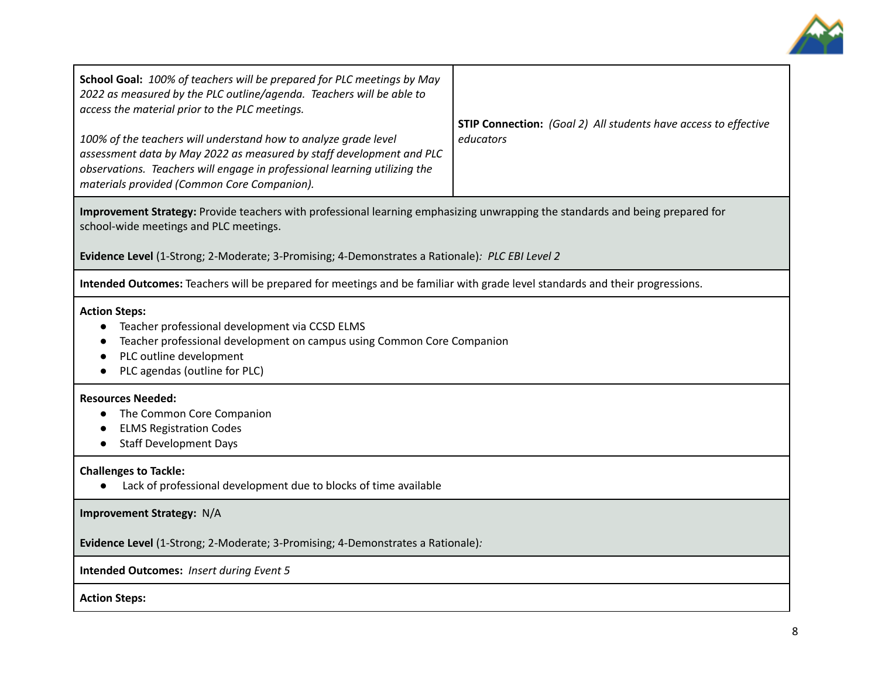| **School Goal:** *100% of teachers will be prepared for PLC meetings by May 2022 as measured by the PLC outline/agenda. Teachers will be able to access the material prior to the PLC meetings.*<br><br>*100% of the teachers will understand how to analyze grade level assessment data by May 2022 as measured by staff development and PLC observations. Teachers will engage in professional learning utilizing the materials provided (Common Core Companion).* | **STIP Connection:** *(Goal 2) All students have access to effective educators* |
|---|---|

**Improvement Strategy:** Provide teachers with professional learning emphasizing unwrapping the standards and being prepared for school-wide meetings and PLC meetings.

**Evidence Level** (1-Strong; 2-Moderate; 3-Promising; 4-Demonstrates a Rationale)*: PLC EBI Level 2*

**Intended Outcomes:** Teachers will be prepared for meetings and be familiar with grade level standards and their progressions.

**Action Steps:**

- Teacher professional development via CCSD ELMS
- Teacher professional development on campus using Common Core Companion
- PLC outline development
- PLC agendas (outline for PLC)

**Resources Needed:**

- The Common Core Companion
- ELMS Registration Codes
- Staff Development Days

**Challenges to Tackle:**

- Lack of professional development due to blocks of time available

**Improvement Strategy:** N/A

**Evidence Level** (1-Strong; 2-Moderate; 3-Promising; 4-Demonstrates a Rationale)*:*

**Intended Outcomes:** *Insert during Event 5*

**Action Steps:**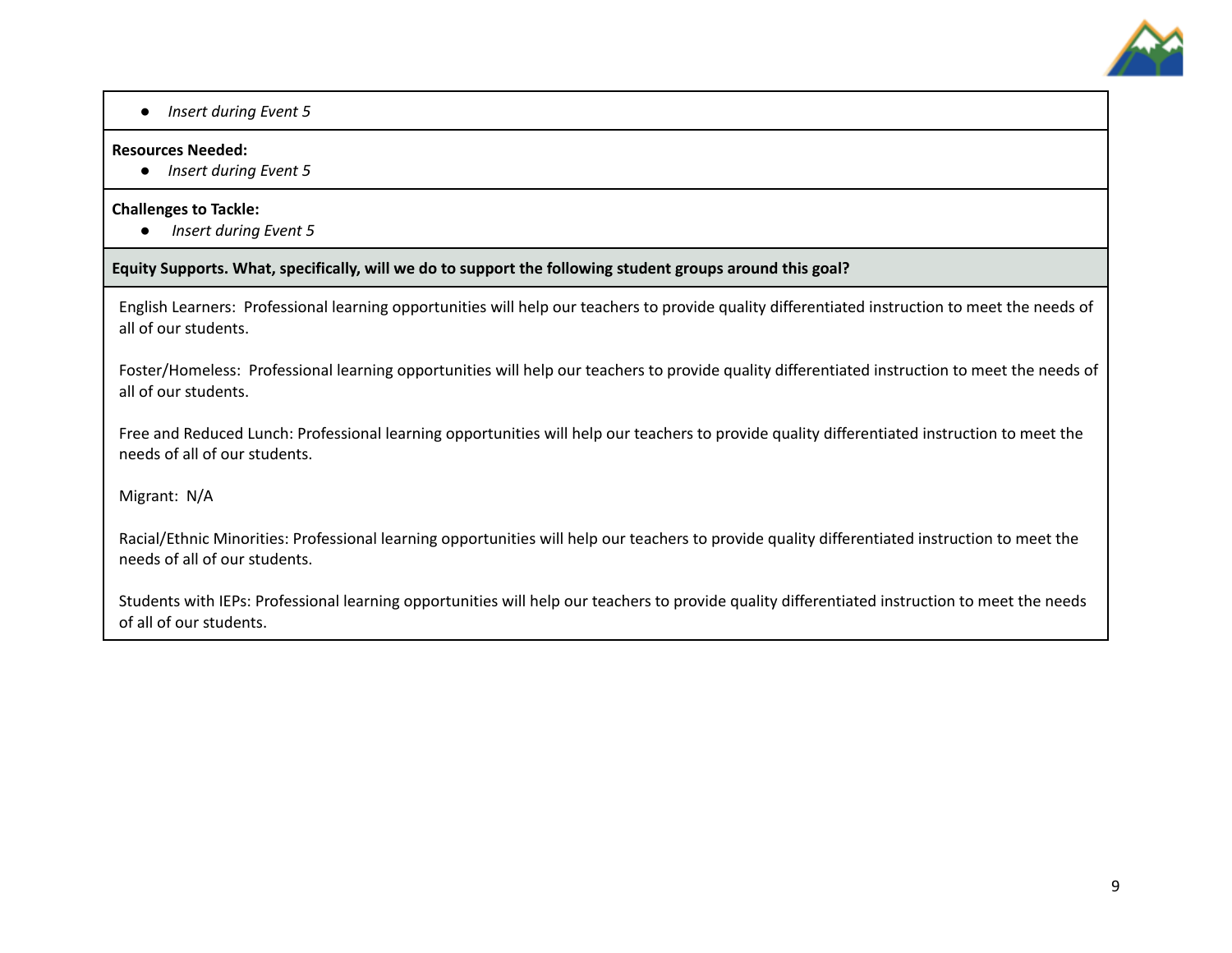- *Insert during Event 5*

**Resources Needed:**

- *Insert during Event 5*

**Challenges to Tackle:**

- *Insert during Event 5*

**Equity Supports. What, specifically, will we do to support the following student groups around this goal?**

English Learners: Professional learning opportunities will help our teachers to provide quality differentiated instruction to meet the needs of all of our students.

Foster/Homeless: Professional learning opportunities will help our teachers to provide quality differentiated instruction to meet the needs of all of our students.

Free and Reduced Lunch: Professional learning opportunities will help our teachers to provide quality differentiated instruction to meet the needs of all of our students.

Migrant: N/A

Racial/Ethnic Minorities: Professional learning opportunities will help our teachers to provide quality differentiated instruction to meet the needs of all of our students.

Students with IEPs: Professional learning opportunities will help our teachers to provide quality differentiated instruction to meet the needs of all of our students.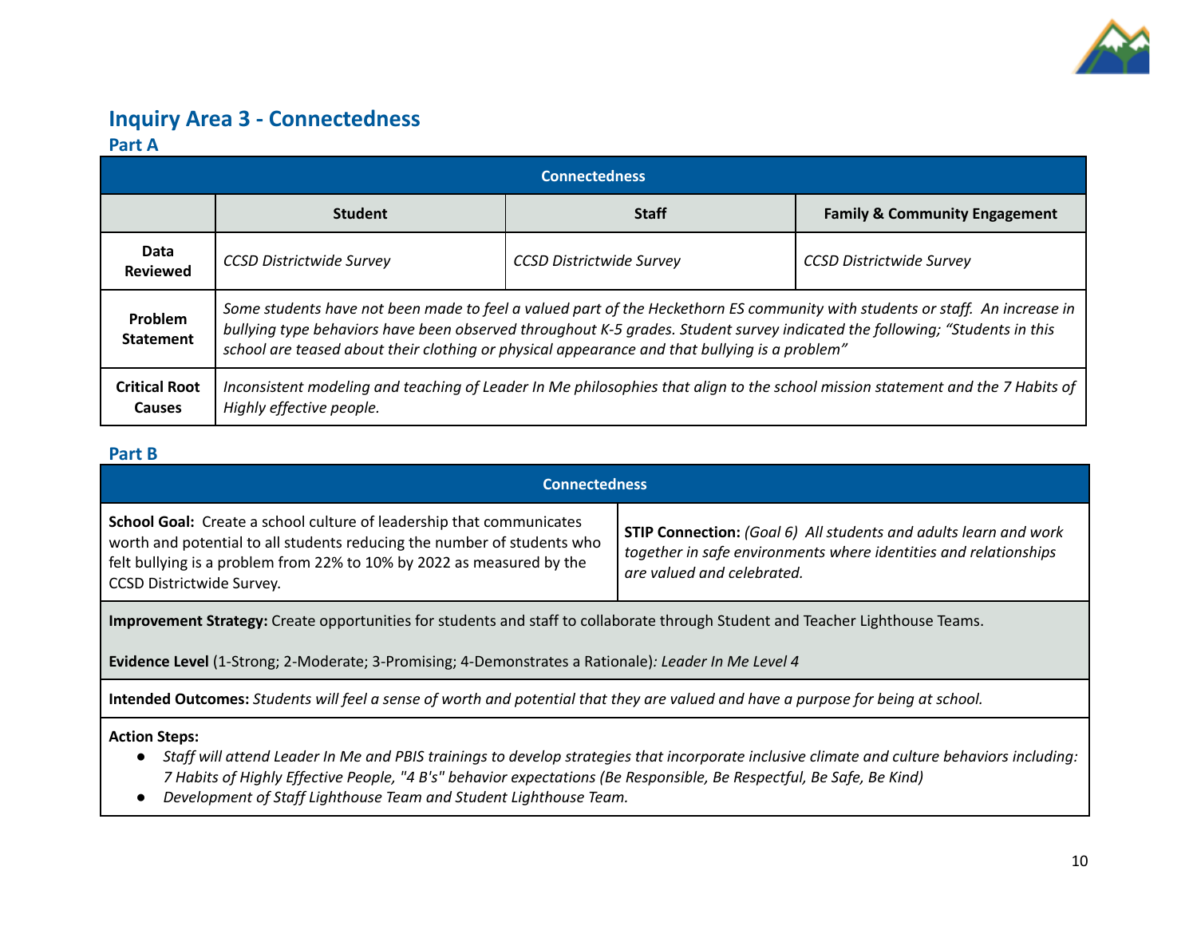## Inquiry Area 3 - Connectedness

### Part A

| Connectedness | | | |
|---|---|---|---|
| | **Student** | **Staff** | **Family & Community Engagement** |
| **Data Reviewed** | *CCSD Districtwide Survey* | *CCSD Districtwide Survey* | *CCSD Districtwide Survey* |
| **Problem Statement** | *Some students have not been made to feel a valued part of the Heckethorn ES community with students or staff. An increase in bullying type behaviors have been observed throughout K-5 grades. Student survey indicated the following; "Students in this school are teased about their clothing or physical appearance and that bullying is a problem"* | | |
| **Critical Root Causes** | *Inconsistent modeling and teaching of Leader In Me philosophies that align to the school mission statement and the 7 Habits of Highly effective people.* | | |

### Part B

| Connectedness | |
|---|---|
| **School Goal:** Create a school culture of leadership that communicates worth and potential to all students reducing the number of students who felt bullying is a problem from 22% to 10% by 2022 as measured by the CCSD Districtwide Survey. | **STIP Connection:** *(Goal 6) All students and adults learn and work together in safe environments where identities and relationships are valued and celebrated.* |
| **Improvement Strategy:** Create opportunities for students and staff to collaborate through Student and Teacher Lighthouse Teams.<br><br>**Evidence Level** (1-Strong; 2-Moderate; 3-Promising; 4-Demonstrates a Rationale)*: Leader In Me Level 4* | |
| **Intended Outcomes:** *Students will feel a sense of worth and potential that they are valued and have a purpose for being at school.* | |
| **Action Steps:**<br>● *Staff will attend Leader In Me and PBIS trainings to develop strategies that incorporate inclusive climate and culture behaviors including: 7 Habits of Highly Effective People, "4 B's" behavior expectations (Be Responsible, Be Respectful, Be Safe, Be Kind)*<br>● *Development of Staff Lighthouse Team and Student Lighthouse Team.* | |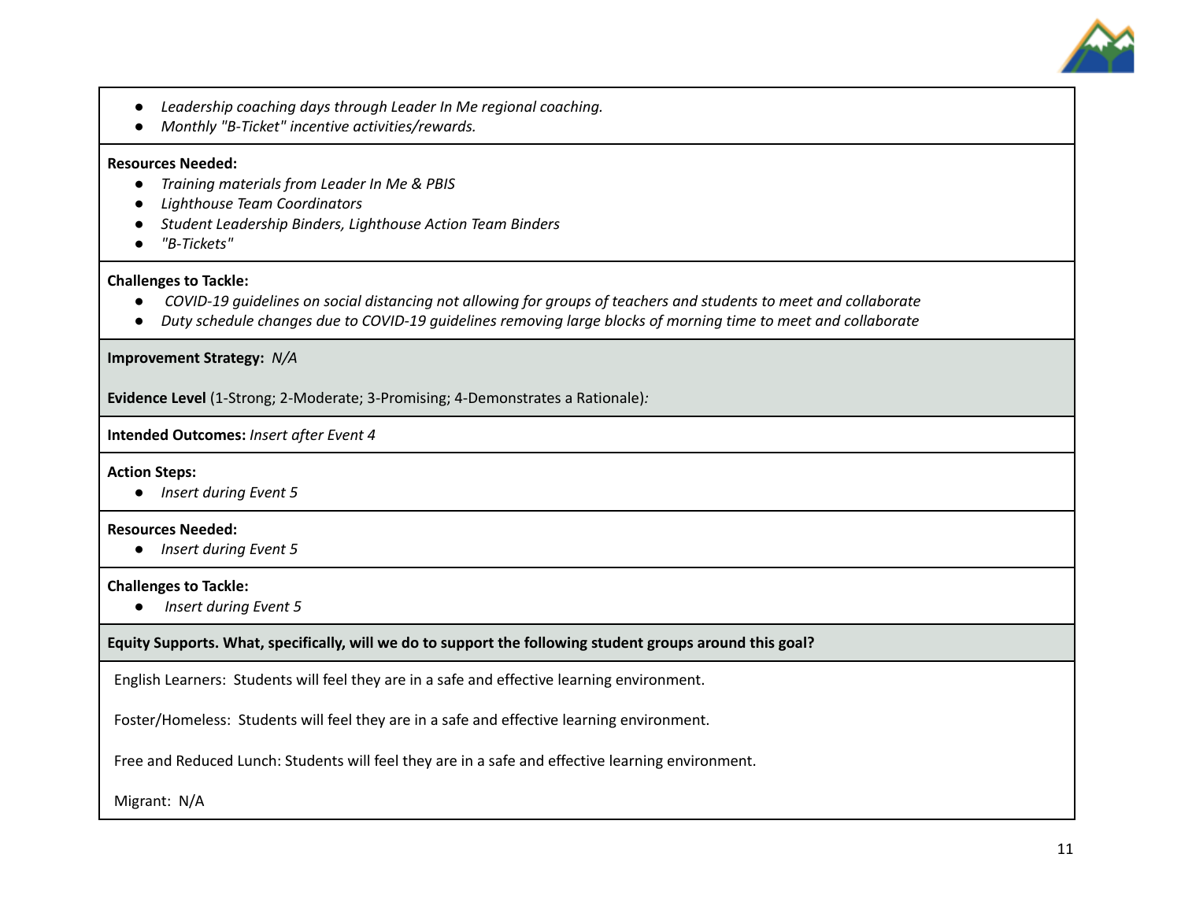- *Leadership coaching days through Leader In Me regional coaching.*
- *Monthly "B-Ticket" incentive activities/rewards.*

**Resources Needed:**

- *Training materials from Leader In Me & PBIS*
- *Lighthouse Team Coordinators*
- *Student Leadership Binders, Lighthouse Action Team Binders*
- *"B-Tickets"*

**Challenges to Tackle:**

- *COVID-19 guidelines on social distancing not allowing for groups of teachers and students to meet and collaborate*
- *Duty schedule changes due to COVID-19 guidelines removing large blocks of morning time to meet and collaborate*

**Improvement Strategy:** *N/A*

**Evidence Level** (1-Strong; 2-Moderate; 3-Promising; 4-Demonstrates a Rationale)*:*

**Intended Outcomes:** *Insert after Event 4*

**Action Steps:**

- *Insert during Event 5*

**Resources Needed:**

- *Insert during Event 5*

**Challenges to Tackle:**

- *Insert during Event 5*

**Equity Supports. What, specifically, will we do to support the following student groups around this goal?**

English Learners: Students will feel they are in a safe and effective learning environment.

Foster/Homeless: Students will feel they are in a safe and effective learning environment.

Free and Reduced Lunch: Students will feel they are in a safe and effective learning environment.

Migrant: N/A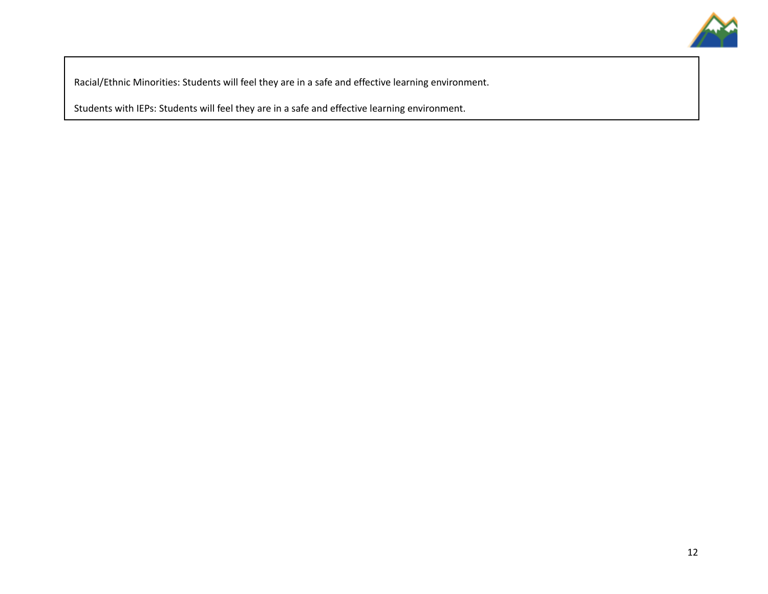Racial/Ethnic Minorities: Students will feel they are in a safe and effective learning environment.

Students with IEPs: Students will feel they are in a safe and effective learning environment.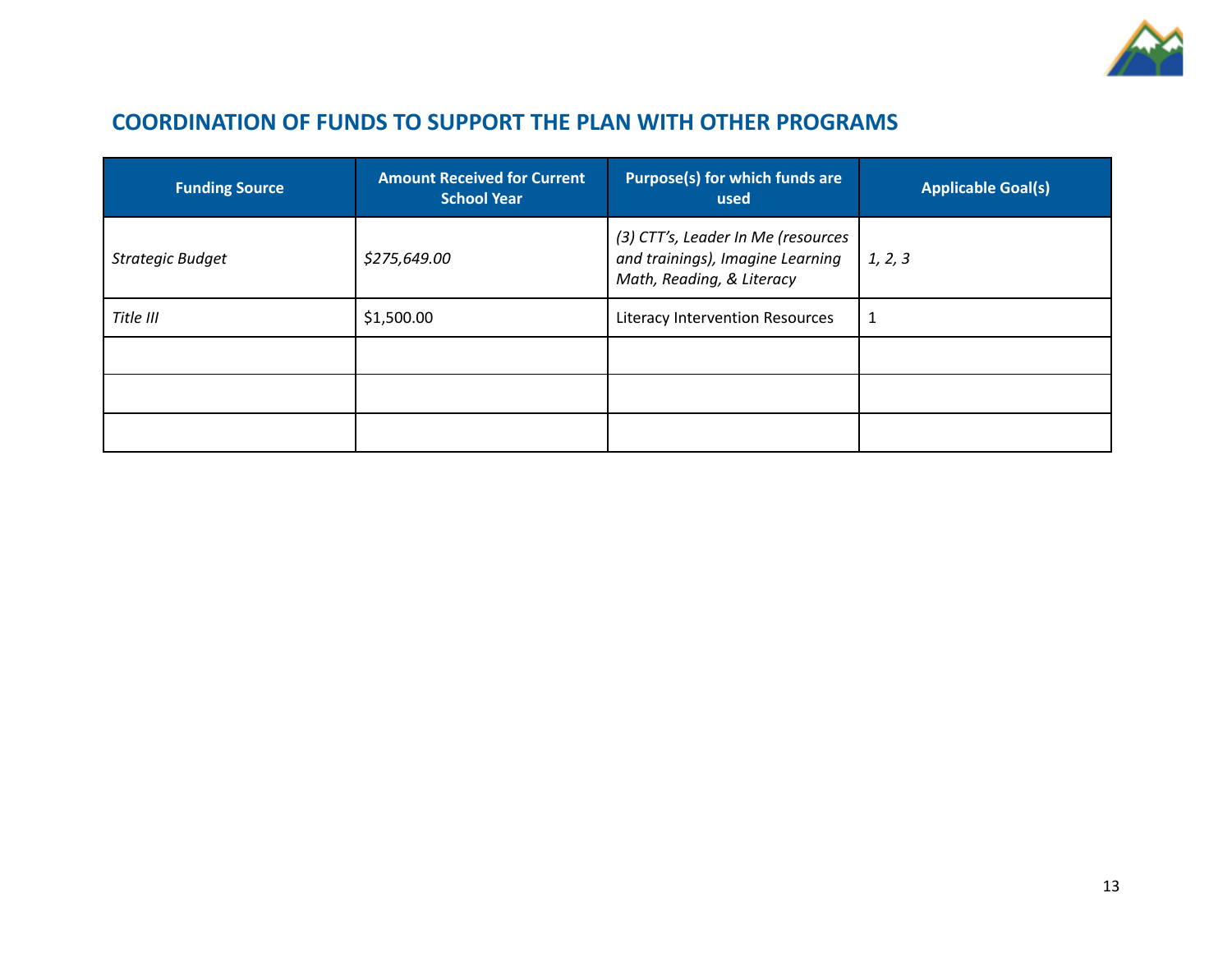## COORDINATION OF FUNDS TO SUPPORT THE PLAN WITH OTHER PROGRAMS

| Funding Source | Amount Received for Current School Year | Purpose(s) for which funds are used | Applicable Goal(s) |
|---|---|---|---|
| *Strategic Budget* | *$275,649.00* | *(3) CTT's, Leader In Me (resources and trainings), Imagine Learning Math, Reading, & Literacy* | *1, 2, 3* |
| *Title III* | $1,500.00 | Literacy Intervention Resources | 1 |
| | | | |
| | | | |
| | | | |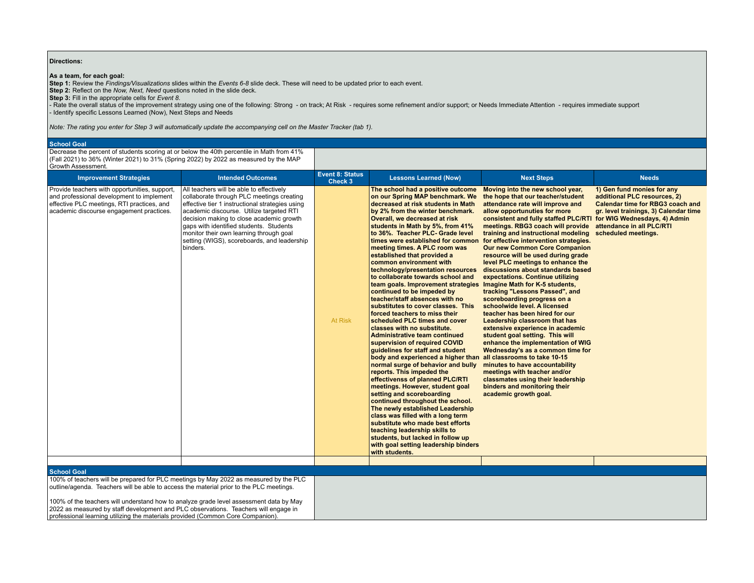**Directions:**

**As a team, for each goal:**
**Step 1:** Review the *Findings/Visualizations* slides within the *Events 6-8* slide deck. These will need to be updated prior to each event.
**Step 2:** Reflect on the *Now, Next, Need* questions noted in the slide deck.
**Step 3:** Fill in the appropriate cells for *Event 8*.
- Rate the overall status of the improvement strategy using one of the following: Strong - on track; At Risk - requires some refinement and/or support; or Needs Immediate Attention - requires immediate support
- Identify specific Lessons Learned (Now), Next Steps and Needs

*Note: The rating you enter for Step 3 will automatically update the accompanying cell on the Master Tracker (tab 1).*

**School Goal**

Decrease the percent of students scoring at or below the 40th percentile in Math from 41% (Fall 2021) to 36% (Winter 2021) to 31% (Spring 2022) by 2022 as measured by the MAP Growth Assessment.

| Improvement Strategies | Intended Outcomes | Event 8: Status Check 3 | Lessons Learned (Now) | Next Steps | Needs |
|---|---|---|---|---|---|
| Provide teachers with opportunities, support, and professional development to implement effective PLC meetings, RTI practices, and academic discourse engagement practices. | All teachers will be able to effectively collaborate through PLC meetings creating effective tier 1 instructional strategies using academic discourse. Utilize targeted RTI decision making to close academic growth gaps with identified students. Students monitor their own learning through goal setting (WIGS), scoreboards, and leadership binders. | At Risk | **The school had a positive outcome on our Spring MAP benchmark. We decreased at risk students in Math by 2% from the winter benchmark. Overall, we decreased at risk students in Math by 5%, from 41% to 36%. Teacher PLC- Grade level times were established for common meeting times. A PLC room was established that provided a common environment with technology/presentation resources to collaborate towards school and team goals. Improvement strategies continued to be impeded by teacher/staff absences with no substitutes to cover classes. This forced teachers to miss their scheduled PLC times and cover classes with no substitute. Administrative team continued supervision of required COVID guidelines for staff and student body and experienced a higher than normal surge of behavior and bully reports. This impeded the effectivenss of planned PLC/RTI meetings. However, student goal setting and scoreboarding continued throughout the school. The newly established Leadership class was filled with a long term substitute who made best efforts teaching leadership skills to students, but lacked in follow up with goal setting leadership binders with students.** | **Moving into the new school year, the hope that our teacher/student attendance rate will improve and allow opportunities for more consistent and fully staffed PLC/RTI meetings. RBG3 coach will provide training and instructional modeling for effective intervention strategies. Our new Common Core Companion resource will be used during grade level PLC meetings to enhance the discussions about standards based expectations. Continue utilizing Imagine Math for K-5 students, tracking "Lessons Passed", and scoreboarding progress on a schoolwide level. A licensed teacher has been hired for our Leadership classroom that has extensive experience in academic student goal setting. This will enhance the implementation of WIG Wednesday's as a common time for all classrooms to take 10-15 minutes to have accountability meetings with teacher and/or classmates using their leadership binders and monitoring their academic growth goal.** | **1) Gen fund monies for any additional PLC resources, 2) Calendar time for RBG3 coach and gr. level trainings, 3) Calendar time for WIG Wednesdays, 4) Admin attendance in all PLC/RTI scheduled meetings.** |
| | | | | | |

**School Goal**

100% of teachers will be prepared for PLC meetings by May 2022 as measured by the PLC outline/agenda. Teachers will be able to access the material prior to the PLC meetings.

100% of the teachers will understand how to analyze grade level assessment data by May 2022 as measured by staff development and PLC observations. Teachers will engage in professional learning utilizing the materials provided (Common Core Companion).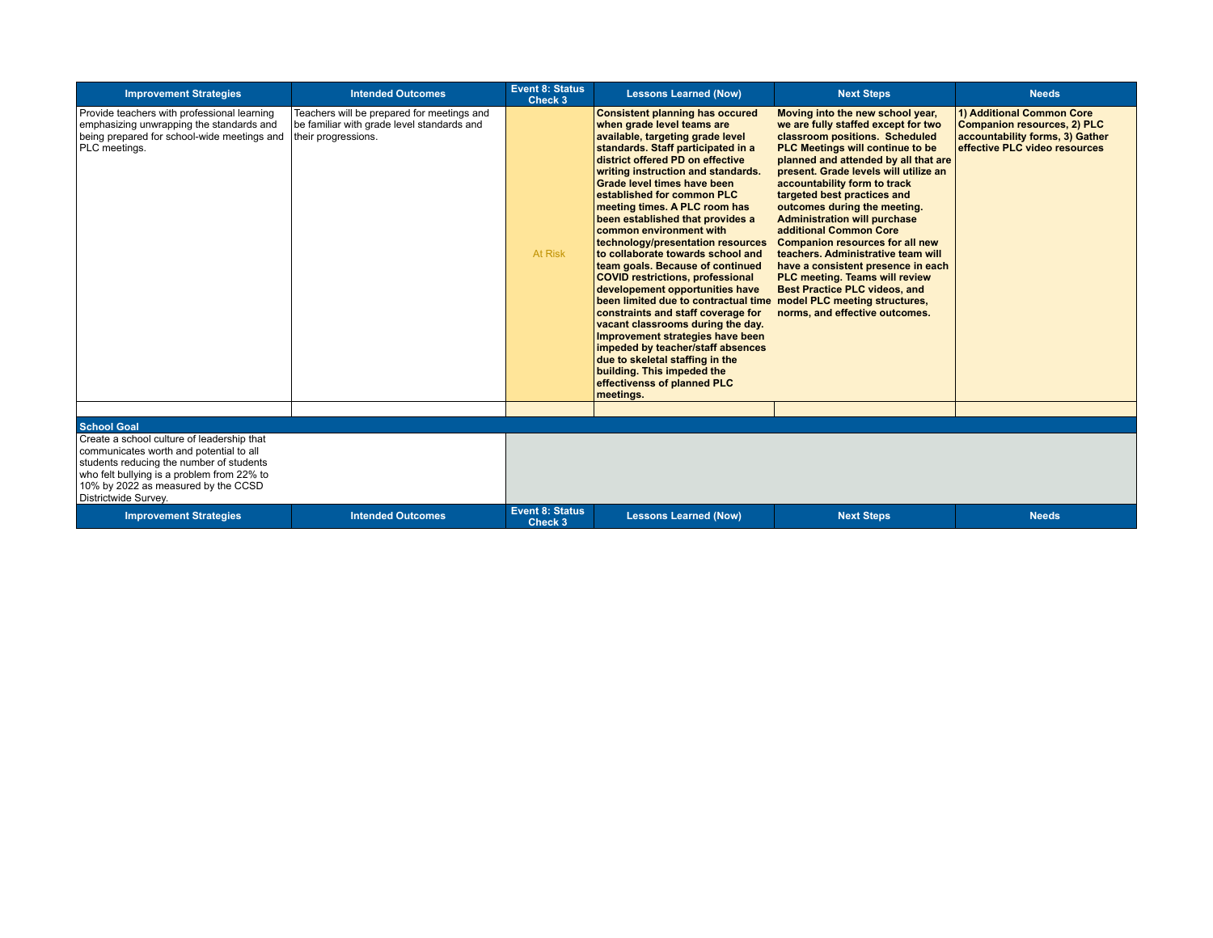| Improvement Strategies | Intended Outcomes | Event 8: Status Check 3 | Lessons Learned (Now) | Next Steps | Needs |
|---|---|---|---|---|---|
| Provide teachers with professional learning emphasizing unwrapping the standards and being prepared for school-wide meetings and PLC meetings. | Teachers will be prepared for meetings and be familiar with grade level standards and their progressions. | At Risk | **Consistent planning has occured when grade level teams are available, targeting grade level standards. Staff participated in a district offered PD on effective writing instruction and standards. Grade level times have been established for common PLC meeting times. A PLC room has been established that provides a common environment with technology/presentation resources to collaborate towards school and team goals. Because of continued COVID restrictions, professional developement opportunities have been limited due to contractual time constraints and staff coverage for vacant classrooms during the day. Improvement strategies have been impeded by teacher/staff absences due to skeletal staffing in the building. This impeded the effectivenss of planned PLC meetings.** | **Moving into the new school year, we are fully staffed except for two classroom positions. Scheduled PLC Meetings will continue to be planned and attended by all that are present. Grade levels will utilize an accountability form to track targeted best practices and outcomes during the meeting. Administration will purchase additional Common Core Companion resources for all new teachers. Administrative team will have a consistent presence in each PLC meeting. Teams will review Best Practice PLC videos, and model PLC meeting structures, norms, and effective outcomes.** | **1) Additional Common Core Companion resources, 2) PLC accountability forms, 3) Gather effective PLC video resources** |
| | | | | | |
| **School Goal** | | | | | |
| Create a school culture of leadership that communicates worth and potential to all students reducing the number of students who felt bullying is a problem from 22% to 10% by 2022 as measured by the CCSD Districtwide Survey. | | | | | |
| **Improvement Strategies** | **Intended Outcomes** | **Event 8: Status Check 3** | **Lessons Learned (Now)** | **Next Steps** | **Needs** |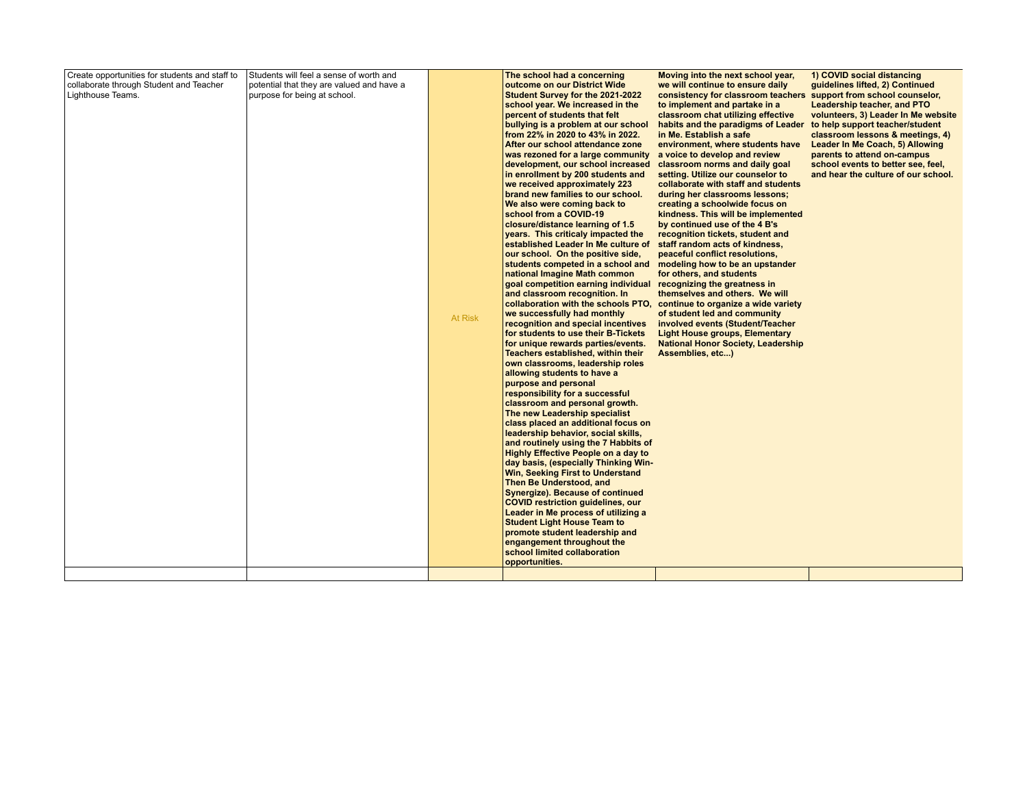| | | | | | |
|---|---|---|---|---|---|
| Create opportunities for students and staff to collaborate through Student and Teacher Lighthouse Teams. | Students will feel a sense of worth and potential that they are valued and have a purpose for being at school. | At Risk | **The school had a concerning outcome on our District Wide Student Survey for the 2021-2022 school year. We increased in the percent of students that felt bullying is a problem at our school from 22% in 2020 to 43% in 2022. After our school attendance zone was rezoned for a large community development, our school increased in enrollment by 200 students and we received approximately 223 brand new families to our school. We also were coming back to school from a COVID-19 closure/distance learning of 1.5 years. This criticaly impacted the established Leader In Me culture of our school. On the positive side, students competed in a school and national Imagine Math common goal competition earning individual and classroom recognition. In collaboration with the schools PTO, we successfully had monthly recognition and special incentives for students to use their B-Tickets for unique rewards parties/events. Teachers established, within their own classrooms, leadership roles allowing students to have a purpose and personal responsibility for a successful classroom and personal growth. The new Leadership specialist class placed an additional focus on leadership behavior, social skills, and routinely using the 7 Habbits of Highly Effective People on a day to day basis, (especially Thinking Win-Win, Seeking First to Understand Then Be Understood, and Synergize). Because of continued COVID restriction guidelines, our Leader in Me process of utilizing a Student Light House Team to promote student leadership and engangement throughout the school limited collaboration opportunities.** | **Moving into the next school year, we will continue to ensure daily consistency for classroom teachers to implement and partake in a classroom chat utilizing effective habits and the paradigms of Leader in Me. Establish a safe environment, where students have a voice to develop and review classroom norms and daily goal setting. Utilize our counselor to collaborate with staff and students during her classrooms lessons; creating a schoolwide focus on kindness. This will be implemented by continued use of the 4 B's recognition tickets, student and staff random acts of kindness, peaceful conflict resolutions, modeling how to be an upstander for others, and students recognizing the greatness in themselves and others. We will continue to organize a wide variety of student led and community involved events (Student/Teacher Light House groups, Elementary National Honor Society, Leadership Assemblies, etc...)** | **1) COVID social distancing guidelines lifted, 2) Continued support from school counselor, Leadership teacher, and PTO volunteers, 3) Leader In Me website to help support teacher/student classroom lessons & meetings, 4) Leader In Me Coach, 5) Allowing parents to attend on-campus school events to better see, feel, and hear the culture of our school.** |
| | | | | | |